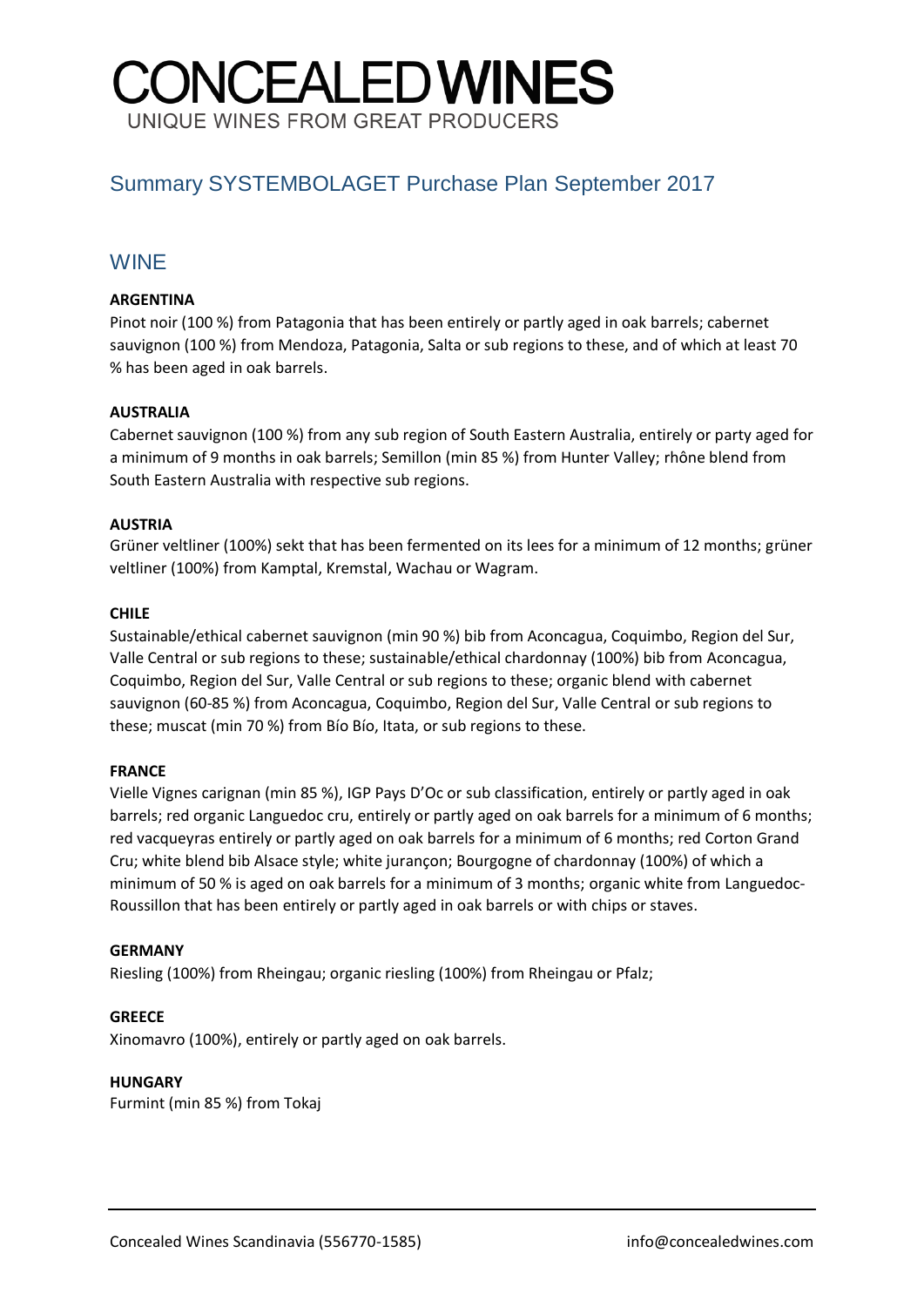# CONCEALED WINES

UNIQUE WINES FROM GREAT PRODUCERS

## Summary SYSTEMBOLAGET Purchase Plan September 2017

## WINE

**ARGENTINA**

Pinot noir (100 %) from Patagonia that has been entirely or partly aged in oak barrels; cabernet sauvignon (100 %) from Mendoza, Patagonia, Salta or sub regions to these, and of which at least 70 % has been aged in oak barrels.

**AUSTRALIA**

Cabernet sauvignon (100 %) from any sub region of South Eastern Australia, entirely or party aged for a minimum of 9 months in oak barrels; Semillon (min 85 %) from Hunter Valley; rhône blend from South Eastern Australia with respective sub regions.

**AUSTRIA**

Grüner veltliner (100%) sekt that has been fermented on its lees for a minimum of 12 months; grüner veltliner (100%) from Kamptal, Kremstal, Wachau or Wagram.

**CHILE**

Sustainable/ethical cabernet sauvignon (min 90 %) bib from Aconcagua, Coquimbo, Region del Sur, Valle Central or sub regions to these; sustainable/ethical chardonnay (100%) bib from Aconcagua, Coquimbo, Region del Sur, Valle Central or sub regions to these; organic blend with cabernet sauvignon (60-85 %) from Aconcagua, Coquimbo, Region del Sur, Valle Central or sub regions to these; muscat (min 70 %) from Bío Bío, Itata, or sub regions to these.

**FRANCE**

Vielle Vignes carignan (min 85 %), IGP Pays D'Oc or sub classification, entirely or partly aged in oak barrels; red organic Languedoc cru, entirely or partly aged on oak barrels for a minimum of 6 months; red vacqueyras entirely or partly aged on oak barrels for a minimum of 6 months; red Corton Grand Cru; white blend bib Alsace style; white jurançon; Bourgogne of chardonnay (100%) of which a minimum of 50 % is aged on oak barrels for a minimum of 3 months; organic white from Languedoc-Roussillon that has been entirely or partly aged in oak barrels or with chips or staves.

**GERMANY**

Riesling (100%) from Rheingau; organic riesling (100%) from Rheingau or Pfalz;

**GREECE**

Xinomavro (100%), entirely or partly aged on oak barrels.

**HUNGARY**

Furmint (min 85 %) from Tokaj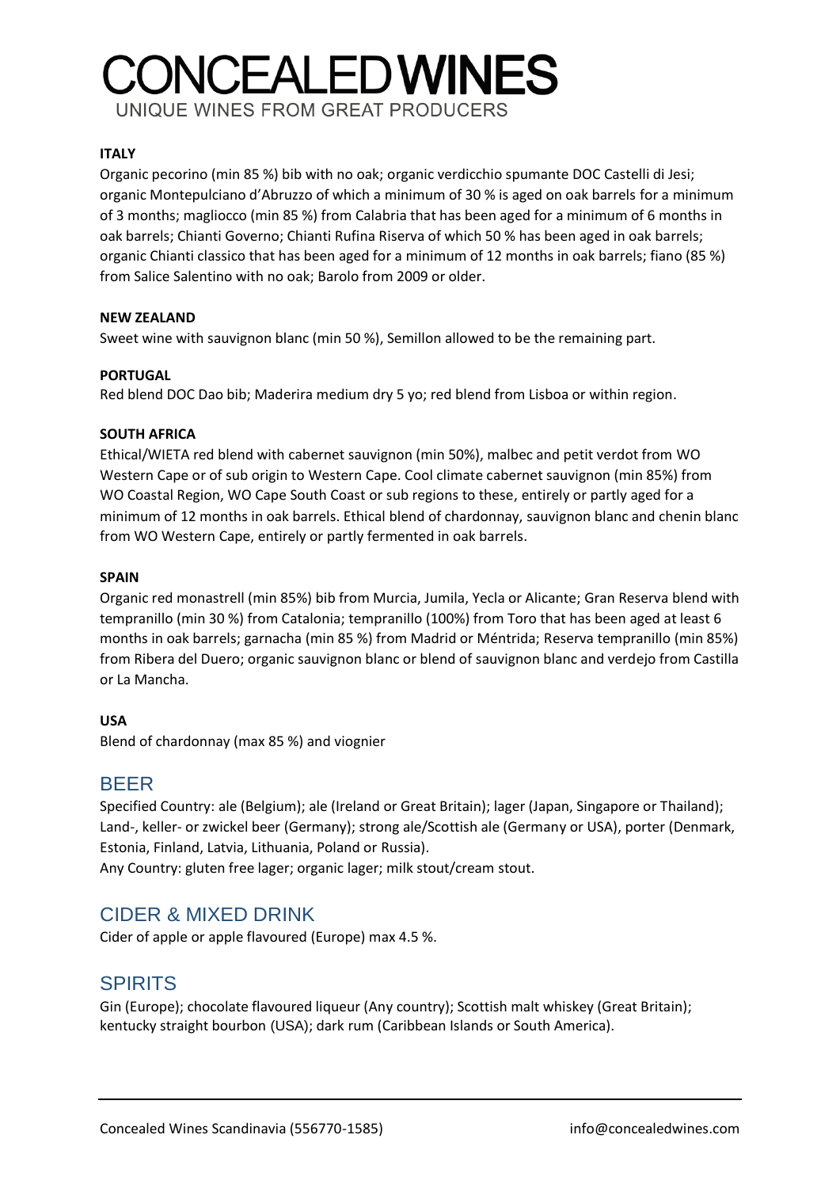# CONCEALED WINES

UNIQUE WINES FROM GREAT PRODUCERS

**ITALY**

Organic pecorino (min 85 %) bib with no oak; organic verdicchio spumante DOC Castelli di Jesi; organic Montepulciano d'Abruzzo of which a minimum of 30 % is aged on oak barrels for a minimum of 3 months; magliocco (min 85 %) from Calabria that has been aged for a minimum of 6 months in oak barrels; Chianti Governo; Chianti Rufina Riserva of which 50 % has been aged in oak barrels; organic Chianti classico that has been aged for a minimum of 12 months in oak barrels; fiano (85 %) from Salice Salentino with no oak; Barolo from 2009 or older.

**NEW ZEALAND**

Sweet wine with sauvignon blanc (min 50 %), Semillon allowed to be the remaining part.

**PORTUGAL**

Red blend DOC Dao bib; Maderira medium dry 5 yo; red blend from Lisboa or within region.

**SOUTH AFRICA**

Ethical/WIETA red blend with cabernet sauvignon (min 50%), malbec and petit verdot from WO Western Cape or of sub origin to Western Cape. Cool climate cabernet sauvignon (min 85%) from WO Coastal Region, WO Cape South Coast or sub regions to these, entirely or partly aged for a minimum of 12 months in oak barrels. Ethical blend of chardonnay, sauvignon blanc and chenin blanc from WO Western Cape, entirely or partly fermented in oak barrels.

**SPAIN**

Organic red monastrell (min 85%) bib from Murcia, Jumila, Yecla or Alicante; Gran Reserva blend with tempranillo (min 30 %) from Catalonia; tempranillo (100%) from Toro that has been aged at least 6 months in oak barrels; garnacha (min 85 %) from Madrid or Méntrida; Reserva tempranillo (min 85%) from Ribera del Duero; organic sauvignon blanc or blend of sauvignon blanc and verdejo from Castilla or La Mancha.

**USA**

Blend of chardonnay (max 85 %) and viognier

## BEER

Specified Country: ale (Belgium); ale (Ireland or Great Britain); lager (Japan, Singapore or Thailand); Land-, keller- or zwickel beer (Germany); strong ale/Scottish ale (Germany or USA), porter (Denmark, Estonia, Finland, Latvia, Lithuania, Poland or Russia).
Any Country: gluten free lager; organic lager; milk stout/cream stout.

## CIDER & MIXED DRINK

Cider of apple or apple flavoured (Europe) max 4.5 %.

## SPIRITS

Gin (Europe); chocolate flavoured liqueur (Any country); Scottish malt whiskey (Great Britain); kentucky straight bourbon (USA); dark rum (Caribbean Islands or South America).

Concealed Wines Scandinavia (556770-1585) info@concealedwines.com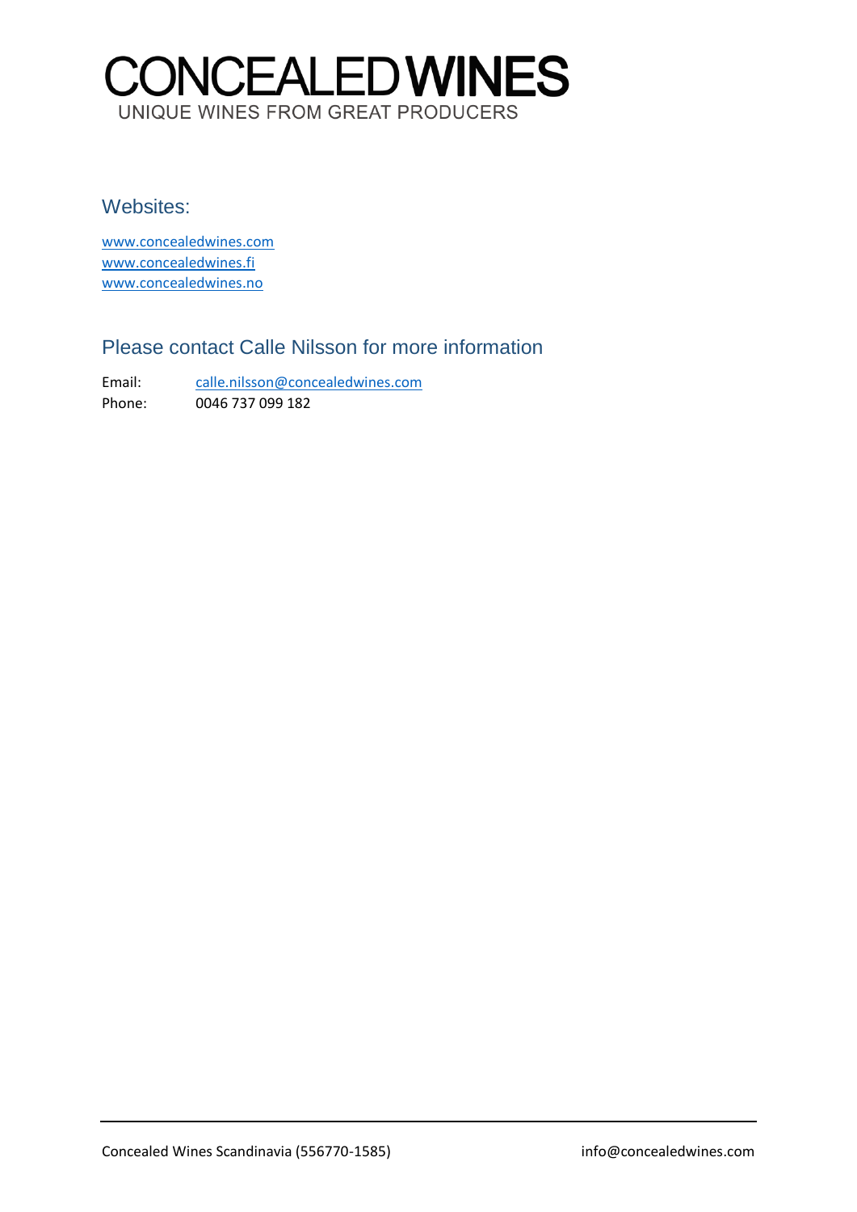# CONCEALED **WINES**

UNIQUE WINES FROM GREAT PRODUCERS

## Websites:

www.concealedwines.com
www.concealedwines.fi
www.concealedwines.no

## Please contact Calle Nilsson for more information

Email: calle.nilsson@concealedwines.com
Phone: 0046 737 099 182

Concealed Wines Scandinavia (556770-1585) info@concealedwines.com